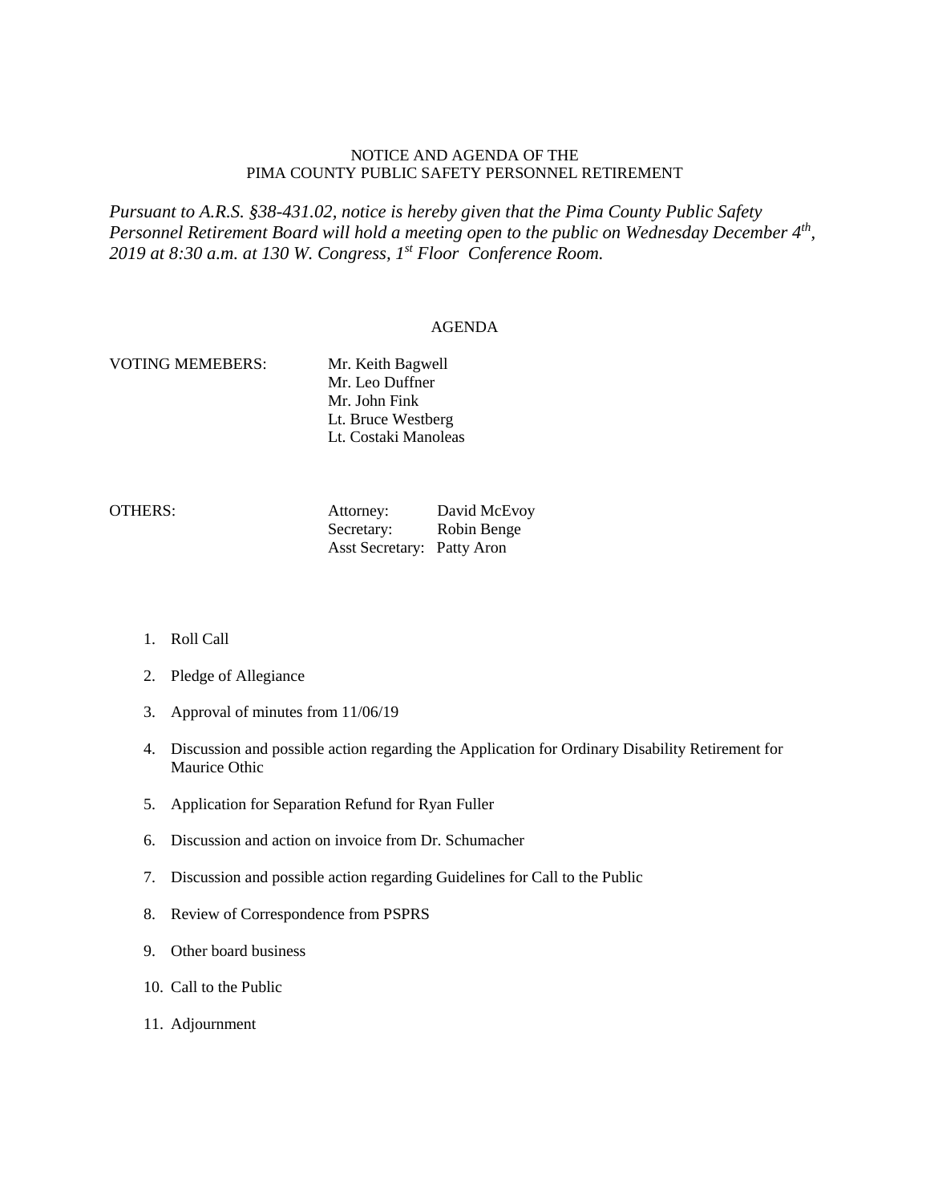NOTICE AND AGENDA OF THE
PIMA COUNTY PUBLIC SAFETY PERSONNEL RETIREMENT

*Pursuant to A.R.S. §38-431.02, notice is hereby given that the Pima County Public Safety Personnel Retirement Board will hold a meeting open to the public on Wednesday December 4th, 2019 at 8:30 a.m. at 130 W. Congress, 1st Floor Conference Room.*

AGENDA

VOTING MEMEBERS:

- Mr. Keith Bagwell
- Mr. Leo Duffner
- Mr. John Fink
- Lt. Bruce Westberg
- Lt. Costaki Manoleas

OTHERS:

| | |
|---|---|
| Attorney: | David McEvoy |
| Secretary: | Robin Benge |
| Asst Secretary: | Patty Aron |

1. Roll Call
2. Pledge of Allegiance
3. Approval of minutes from 11/06/19
4. Discussion and possible action regarding the Application for Ordinary Disability Retirement for Maurice Othic
5. Application for Separation Refund for Ryan Fuller
6. Discussion and action on invoice from Dr. Schumacher
7. Discussion and possible action regarding Guidelines for Call to the Public
8. Review of Correspondence from PSPRS
9. Other board business
10. Call to the Public
11. Adjournment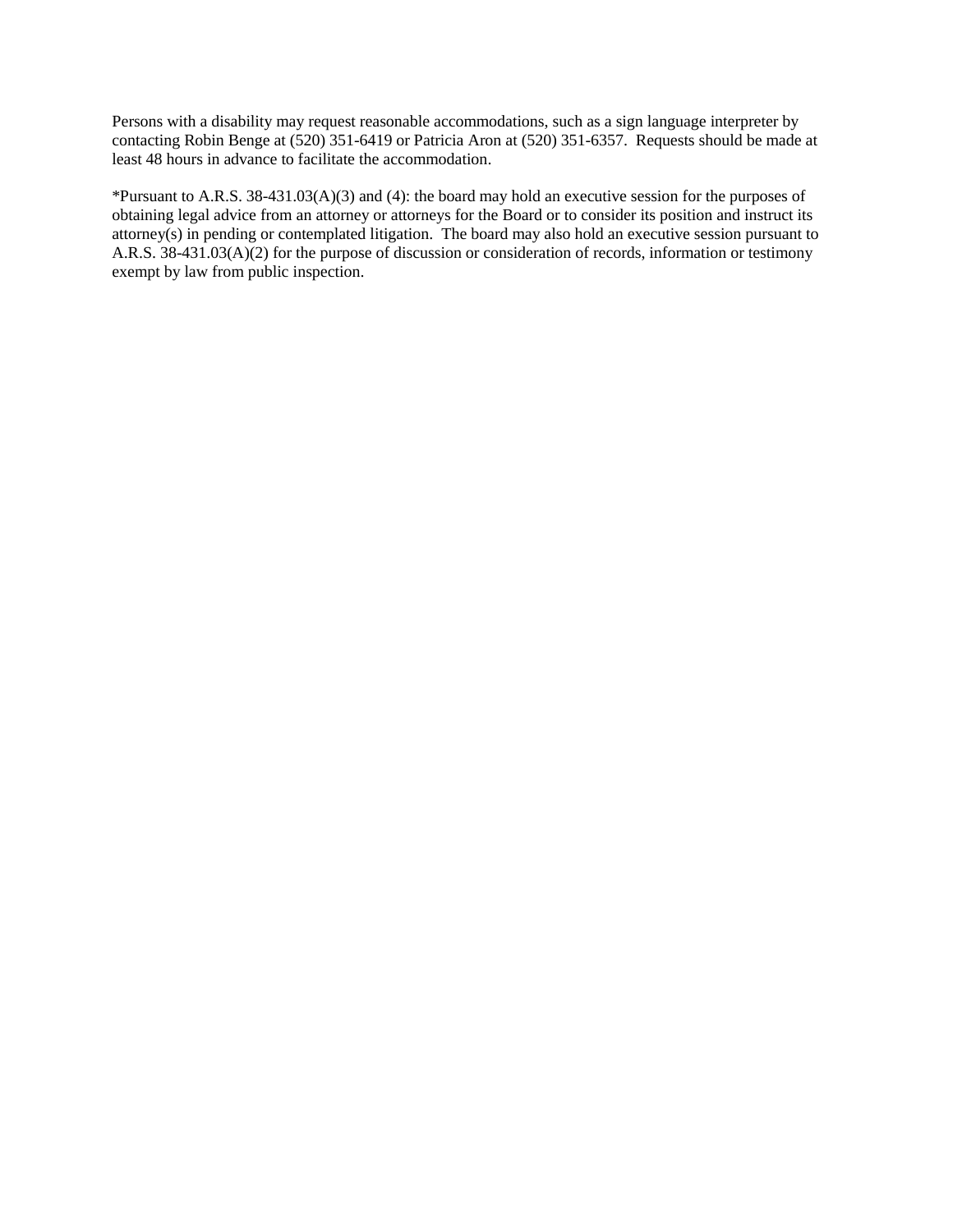Persons with a disability may request reasonable accommodations, such as a sign language interpreter by contacting Robin Benge at (520) 351-6419 or Patricia Aron at (520) 351-6357. Requests should be made at least 48 hours in advance to facilitate the accommodation.

*Pursuant to A.R.S. 38-431.03(A)(3) and (4): the board may hold an executive session for the purposes of obtaining legal advice from an attorney or attorneys for the Board or to consider its position and instruct its attorney(s) in pending or contemplated litigation. The board may also hold an executive session pursuant to A.R.S. 38-431.03(A)(2) for the purpose of discussion or consideration of records, information or testimony exempt by law from public inspection.